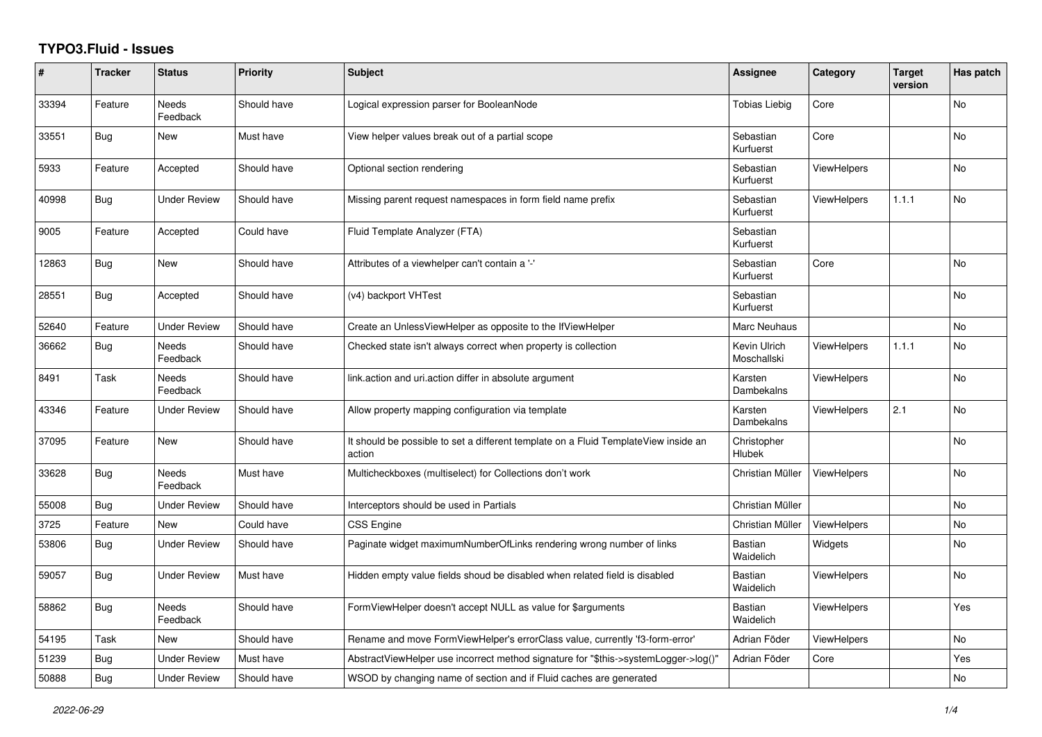# TYPO3.Fluid - Issues

| # | Tracker | Status | Priority | Subject | Assignee | Category | Target version | Has patch |
|---|---|---|---|---|---|---|---|---|
| 33394 | Feature | Needs Feedback | Should have | Logical expression parser for BooleanNode | Tobias Liebig | Core | | No |
| 33551 | Bug | New | Must have | View helper values break out of a partial scope | Sebastian Kurfuerst | Core | | No |
| 5933 | Feature | Accepted | Should have | Optional section rendering | Sebastian Kurfuerst | ViewHelpers | | No |
| 40998 | Bug | Under Review | Should have | Missing parent request namespaces in form field name prefix | Sebastian Kurfuerst | ViewHelpers | 1.1.1 | No |
| 9005 | Feature | Accepted | Could have | Fluid Template Analyzer (FTA) | Sebastian Kurfuerst | | | |
| 12863 | Bug | New | Should have | Attributes of a viewhelper can't contain a '-' | Sebastian Kurfuerst | Core | | No |
| 28551 | Bug | Accepted | Should have | (v4) backport VHTest | Sebastian Kurfuerst | | | No |
| 52640 | Feature | Under Review | Should have | Create an UnlessViewHelper as opposite to the IfViewHelper | Marc Neuhaus | | | No |
| 36662 | Bug | Needs Feedback | Should have | Checked state isn't always correct when property is collection | Kevin Ulrich Moschallski | ViewHelpers | 1.1.1 | No |
| 8491 | Task | Needs Feedback | Should have | link.action and uri.action differ in absolute argument | Karsten Dambekalns | ViewHelpers | | No |
| 43346 | Feature | Under Review | Should have | Allow property mapping configuration via template | Karsten Dambekalns | ViewHelpers | 2.1 | No |
| 37095 | Feature | New | Should have | It should be possible to set a different template on a Fluid TemplateView inside an action | Christopher Hlubek | | | No |
| 33628 | Bug | Needs Feedback | Must have | Multicheckboxes (multiselect) for Collections don't work | Christian Müller | ViewHelpers | | No |
| 55008 | Bug | Under Review | Should have | Interceptors should be used in Partials | Christian Müller | | | No |
| 3725 | Feature | New | Could have | CSS Engine | Christian Müller | ViewHelpers | | No |
| 53806 | Bug | Under Review | Should have | Paginate widget maximumNumberOfLinks rendering wrong number of links | Bastian Waidelich | Widgets | | No |
| 59057 | Bug | Under Review | Must have | Hidden empty value fields shoud be disabled when related field is disabled | Bastian Waidelich | ViewHelpers | | No |
| 58862 | Bug | Needs Feedback | Should have | FormViewHelper doesn't accept NULL as value for $arguments | Bastian Waidelich | ViewHelpers | | Yes |
| 54195 | Task | New | Should have | Rename and move FormViewHelper's errorClass value, currently 'f3-form-error' | Adrian Föder | ViewHelpers | | No |
| 51239 | Bug | Under Review | Must have | AbstractViewHelper use incorrect method signature for "$this->systemLogger->log()" | Adrian Föder | Core | | Yes |
| 50888 | Bug | Under Review | Should have | WSOD by changing name of section and if Fluid caches are generated | | | | No |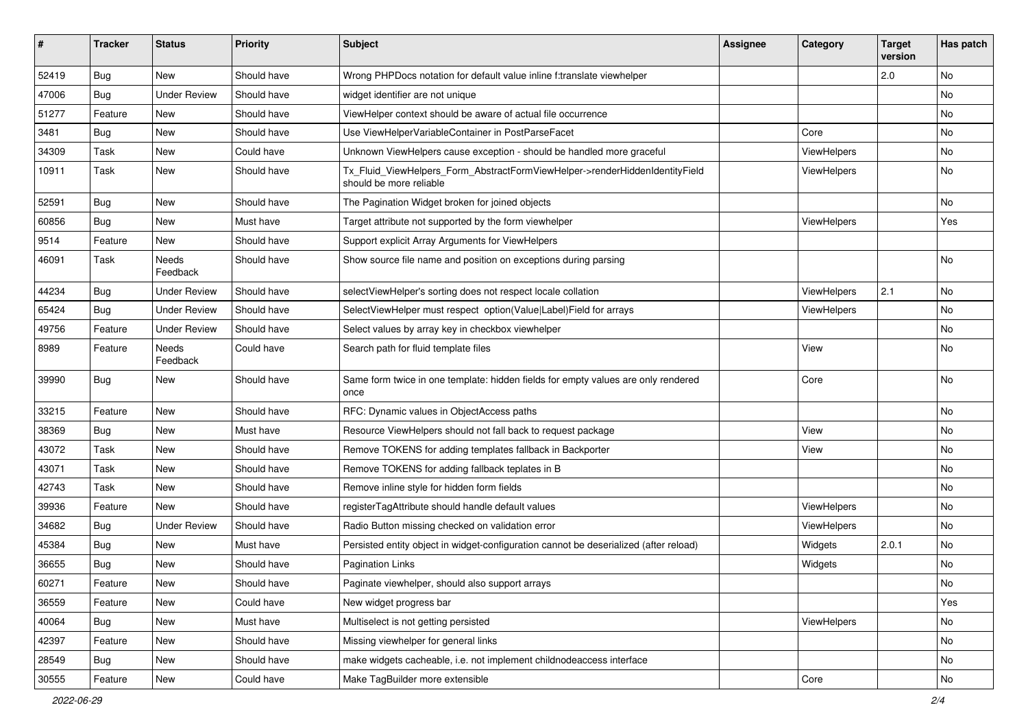| # | Tracker | Status | Priority | Subject | Assignee | Category | Target version | Has patch |
|---|---|---|---|---|---|---|---|---|
| 52419 | Bug | New | Should have | Wrong PHPDocs notation for default value inline f:translate viewhelper | | | 2.0 | No |
| 47006 | Bug | Under Review | Should have | widget identifier are not unique | | | | No |
| 51277 | Feature | New | Should have | ViewHelper context should be aware of actual file occurrence | | | | No |
| 3481 | Bug | New | Should have | Use ViewHelperVariableContainer in PostParseFacet | | Core | | No |
| 34309 | Task | New | Could have | Unknown ViewHelpers cause exception - should be handled more graceful | | ViewHelpers | | No |
| 10911 | Task | New | Should have | Tx_Fluid_ViewHelpers_Form_AbstractFormViewHelper->renderHiddenIdentityField should be more reliable | | ViewHelpers | | No |
| 52591 | Bug | New | Should have | The Pagination Widget broken for joined objects | | | | No |
| 60856 | Bug | New | Must have | Target attribute not supported by the form viewhelper | | ViewHelpers | | Yes |
| 9514 | Feature | New | Should have | Support explicit Array Arguments for ViewHelpers | | | | |
| 46091 | Task | Needs Feedback | Should have | Show source file name and position on exceptions during parsing | | | | No |
| 44234 | Bug | Under Review | Should have | selectViewHelper's sorting does not respect locale collation | | ViewHelpers | 2.1 | No |
| 65424 | Bug | Under Review | Should have | SelectViewHelper must respect option(Value\|Label)Field for arrays | | ViewHelpers | | No |
| 49756 | Feature | Under Review | Should have | Select values by array key in checkbox viewhelper | | | | No |
| 8989 | Feature | Needs Feedback | Could have | Search path for fluid template files | | View | | No |
| 39990 | Bug | New | Should have | Same form twice in one template: hidden fields for empty values are only rendered once | | Core | | No |
| 33215 | Feature | New | Should have | RFC: Dynamic values in ObjectAccess paths | | | | No |
| 38369 | Bug | New | Must have | Resource ViewHelpers should not fall back to request package | | View | | No |
| 43072 | Task | New | Should have | Remove TOKENS for adding templates fallback in Backporter | | View | | No |
| 43071 | Task | New | Should have | Remove TOKENS for adding fallback teplates in B | | | | No |
| 42743 | Task | New | Should have | Remove inline style for hidden form fields | | | | No |
| 39936 | Feature | New | Should have | registerTagAttribute should handle default values | | ViewHelpers | | No |
| 34682 | Bug | Under Review | Should have | Radio Button missing checked on validation error | | ViewHelpers | | No |
| 45384 | Bug | New | Must have | Persisted entity object in widget-configuration cannot be deserialized (after reload) | | Widgets | 2.0.1 | No |
| 36655 | Bug | New | Should have | Pagination Links | | Widgets | | No |
| 60271 | Feature | New | Should have | Paginate viewhelper, should also support arrays | | | | No |
| 36559 | Feature | New | Could have | New widget progress bar | | | | Yes |
| 40064 | Bug | New | Must have | Multiselect is not getting persisted | | ViewHelpers | | No |
| 42397 | Feature | New | Should have | Missing viewhelper for general links | | | | No |
| 28549 | Bug | New | Should have | make widgets cacheable, i.e. not implement childnodeaccess interface | | | | No |
| 30555 | Feature | New | Could have | Make TagBuilder more extensible | | Core | | No |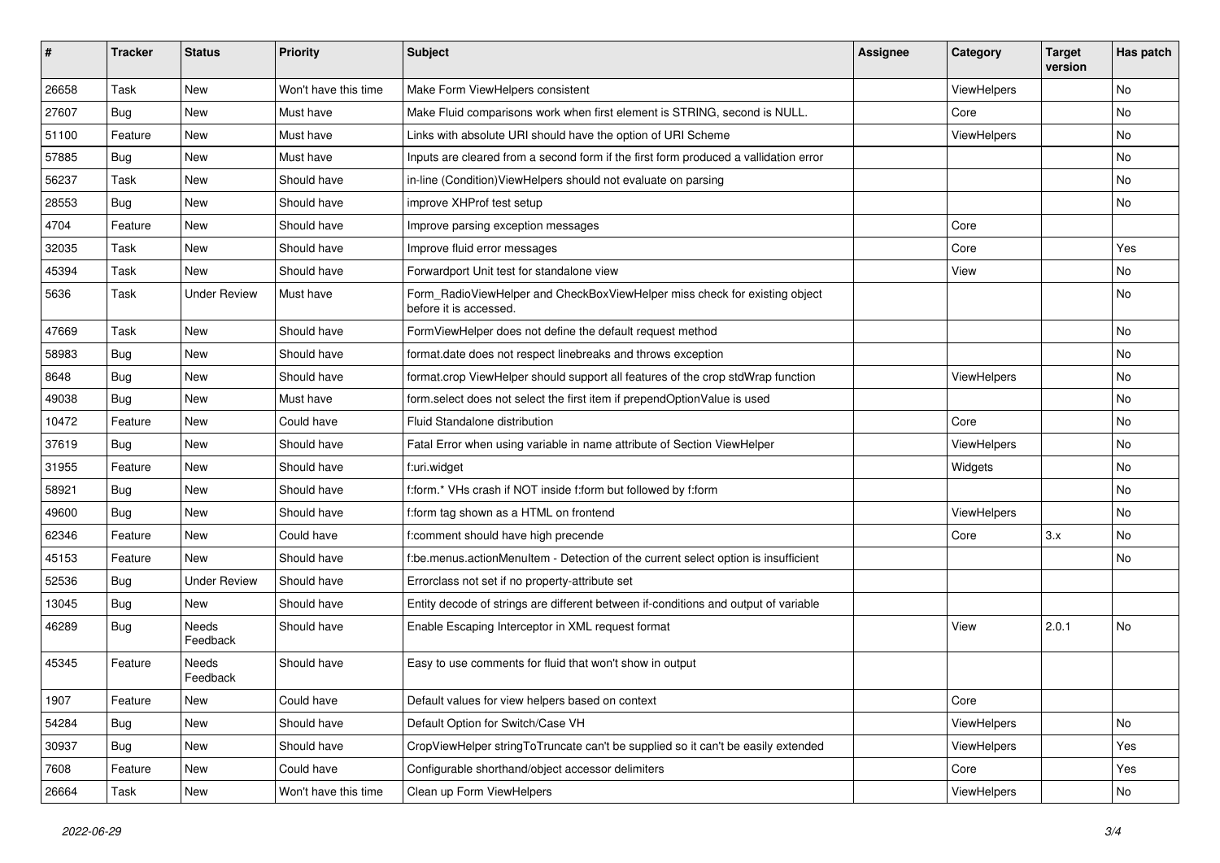| # | Tracker | Status | Priority | Subject | Assignee | Category | Target version | Has patch |
|---|---|---|---|---|---|---|---|---|
| 26658 | Task | New | Won't have this time | Make Form ViewHelpers consistent | | ViewHelpers | | No |
| 27607 | Bug | New | Must have | Make Fluid comparisons work when first element is STRING, second is NULL. | | Core | | No |
| 51100 | Feature | New | Must have | Links with absolute URI should have the option of URI Scheme | | ViewHelpers | | No |
| 57885 | Bug | New | Must have | Inputs are cleared from a second form if the first form produced a vallidation error | | | | No |
| 56237 | Task | New | Should have | in-line (Condition)ViewHelpers should not evaluate on parsing | | | | No |
| 28553 | Bug | New | Should have | improve XHProf test setup | | | | No |
| 4704 | Feature | New | Should have | Improve parsing exception messages | | Core | | |
| 32035 | Task | New | Should have | Improve fluid error messages | | Core | | Yes |
| 45394 | Task | New | Should have | Forwardport Unit test for standalone view | | View | | No |
| 5636 | Task | Under Review | Must have | Form_RadioViewHelper and CheckBoxViewHelper miss check for existing object before it is accessed. | | | | No |
| 47669 | Task | New | Should have | FormViewHelper does not define the default request method | | | | No |
| 58983 | Bug | New | Should have | format.date does not respect linebreaks and throws exception | | | | No |
| 8648 | Bug | New | Should have | format.crop ViewHelper should support all features of the crop stdWrap function | | ViewHelpers | | No |
| 49038 | Bug | New | Must have | form.select does not select the first item if prependOptionValue is used | | | | No |
| 10472 | Feature | New | Could have | Fluid Standalone distribution | | Core | | No |
| 37619 | Bug | New | Should have | Fatal Error when using variable in name attribute of Section ViewHelper | | ViewHelpers | | No |
| 31955 | Feature | New | Should have | f:uri.widget | | Widgets | | No |
| 58921 | Bug | New | Should have | f:form.* VHs crash if NOT inside f:form but followed by f:form | | | | No |
| 49600 | Bug | New | Should have | f:form tag shown as a HTML on frontend | | ViewHelpers | | No |
| 62346 | Feature | New | Could have | f:comment should have high precende | | Core | 3.x | No |
| 45153 | Feature | New | Should have | f:be.menus.actionMenuItem - Detection of the current select option is insufficient | | | | No |
| 52536 | Bug | Under Review | Should have | Errorclass not set if no property-attribute set | | | | |
| 13045 | Bug | New | Should have | Entity decode of strings are different between if-conditions and output of variable | | | | |
| 46289 | Bug | Needs Feedback | Should have | Enable Escaping Interceptor in XML request format | | View | 2.0.1 | No |
| 45345 | Feature | Needs Feedback | Should have | Easy to use comments for fluid that won't show in output | | | | |
| 1907 | Feature | New | Could have | Default values for view helpers based on context | | Core | | |
| 54284 | Bug | New | Should have | Default Option for Switch/Case VH | | ViewHelpers | | No |
| 30937 | Bug | New | Should have | CropViewHelper stringToTruncate can't be supplied so it can't be easily extended | | ViewHelpers | | Yes |
| 7608 | Feature | New | Could have | Configurable shorthand/object accessor delimiters | | Core | | Yes |
| 26664 | Task | New | Won't have this time | Clean up Form ViewHelpers | | ViewHelpers | | No |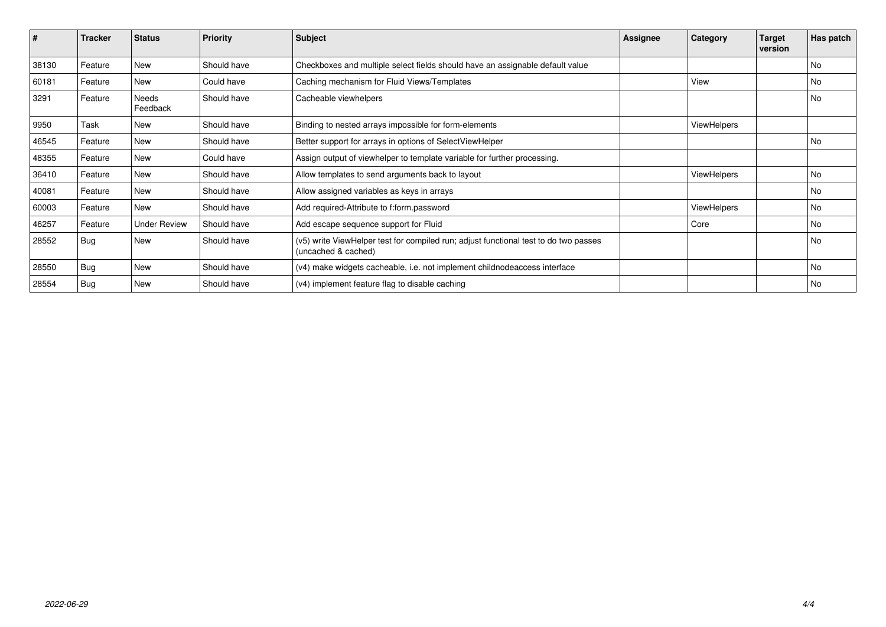| # | Tracker | Status | Priority | Subject | Assignee | Category | Target version | Has patch |
|---|---|---|---|---|---|---|---|---|
| 38130 | Feature | New | Should have | Checkboxes and multiple select fields should have an assignable default value | | | | No |
| 60181 | Feature | New | Could have | Caching mechanism for Fluid Views/Templates | | View | | No |
| 3291 | Feature | Needs Feedback | Should have | Cacheable viewhelpers | | | | No |
| 9950 | Task | New | Should have | Binding to nested arrays impossible for form-elements | | ViewHelpers | | |
| 46545 | Feature | New | Should have | Better support for arrays in options of SelectViewHelper | | | | No |
| 48355 | Feature | New | Could have | Assign output of viewhelper to template variable for further processing. | | | | |
| 36410 | Feature | New | Should have | Allow templates to send arguments back to layout | | ViewHelpers | | No |
| 40081 | Feature | New | Should have | Allow assigned variables as keys in arrays | | | | No |
| 60003 | Feature | New | Should have | Add required-Attribute to f:form.password | | ViewHelpers | | No |
| 46257 | Feature | Under Review | Should have | Add escape sequence support for Fluid | | Core | | No |
| 28552 | Bug | New | Should have | (v5) write ViewHelper test for compiled run; adjust functional test to do two passes (uncached & cached) | | | | No |
| 28550 | Bug | New | Should have | (v4) make widgets cacheable, i.e. not implement childnodeaccess interface | | | | No |
| 28554 | Bug | New | Should have | (v4) implement feature flag to disable caching | | | | No |